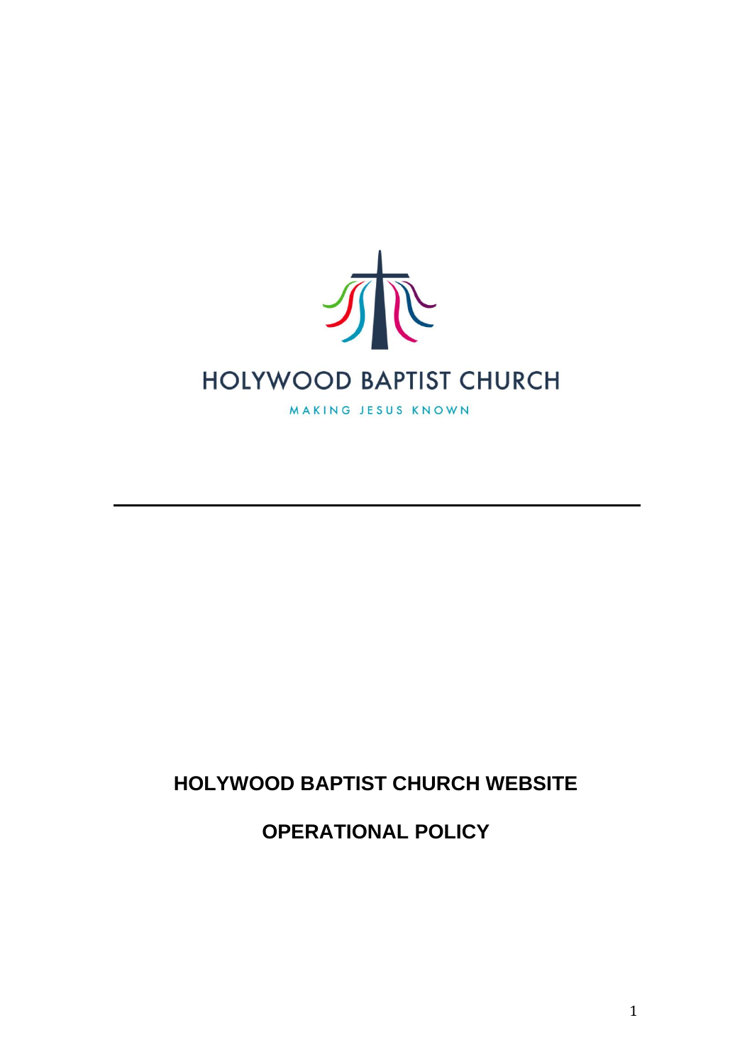HOLYWOOD BAPTIST CHURCH

MAKING JESUS KNOWN

---

# HOLYWOOD BAPTIST CHURCH WEBSITE

# OPERATIONAL POLICY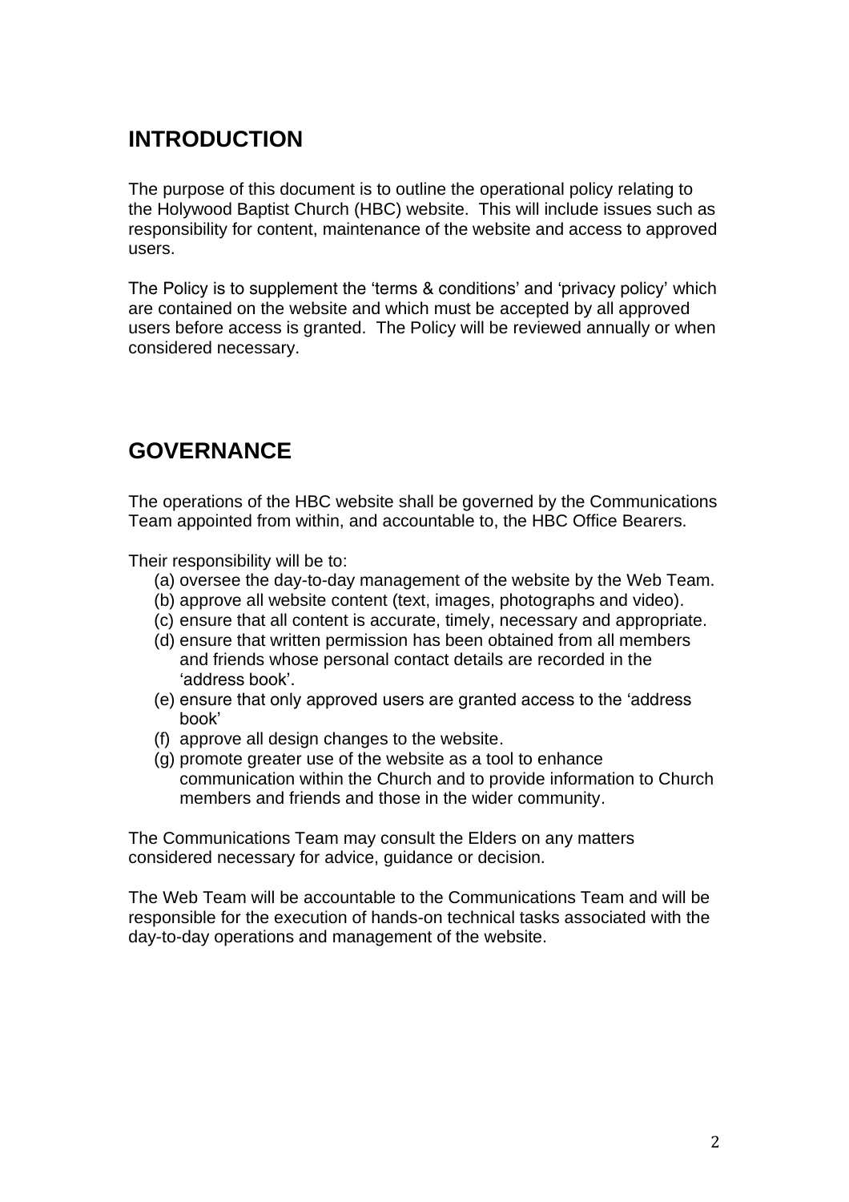## INTRODUCTION

The purpose of this document is to outline the operational policy relating to the Holywood Baptist Church (HBC) website. This will include issues such as responsibility for content, maintenance of the website and access to approved users.

The Policy is to supplement the 'terms & conditions' and 'privacy policy' which are contained on the website and which must be accepted by all approved users before access is granted. The Policy will be reviewed annually or when considered necessary.

## GOVERNANCE

The operations of the HBC website shall be governed by the Communications Team appointed from within, and accountable to, the HBC Office Bearers.

Their responsibility will be to:

(a) oversee the day-to-day management of the website by the Web Team.
(b) approve all website content (text, images, photographs and video).
(c) ensure that all content is accurate, timely, necessary and appropriate.
(d) ensure that written permission has been obtained from all members and friends whose personal contact details are recorded in the 'address book'.
(e) ensure that only approved users are granted access to the 'address book'
(f) approve all design changes to the website.
(g) promote greater use of the website as a tool to enhance communication within the Church and to provide information to Church members and friends and those in the wider community.

The Communications Team may consult the Elders on any matters considered necessary for advice, guidance or decision.

The Web Team will be accountable to the Communications Team and will be responsible for the execution of hands-on technical tasks associated with the day-to-day operations and management of the website.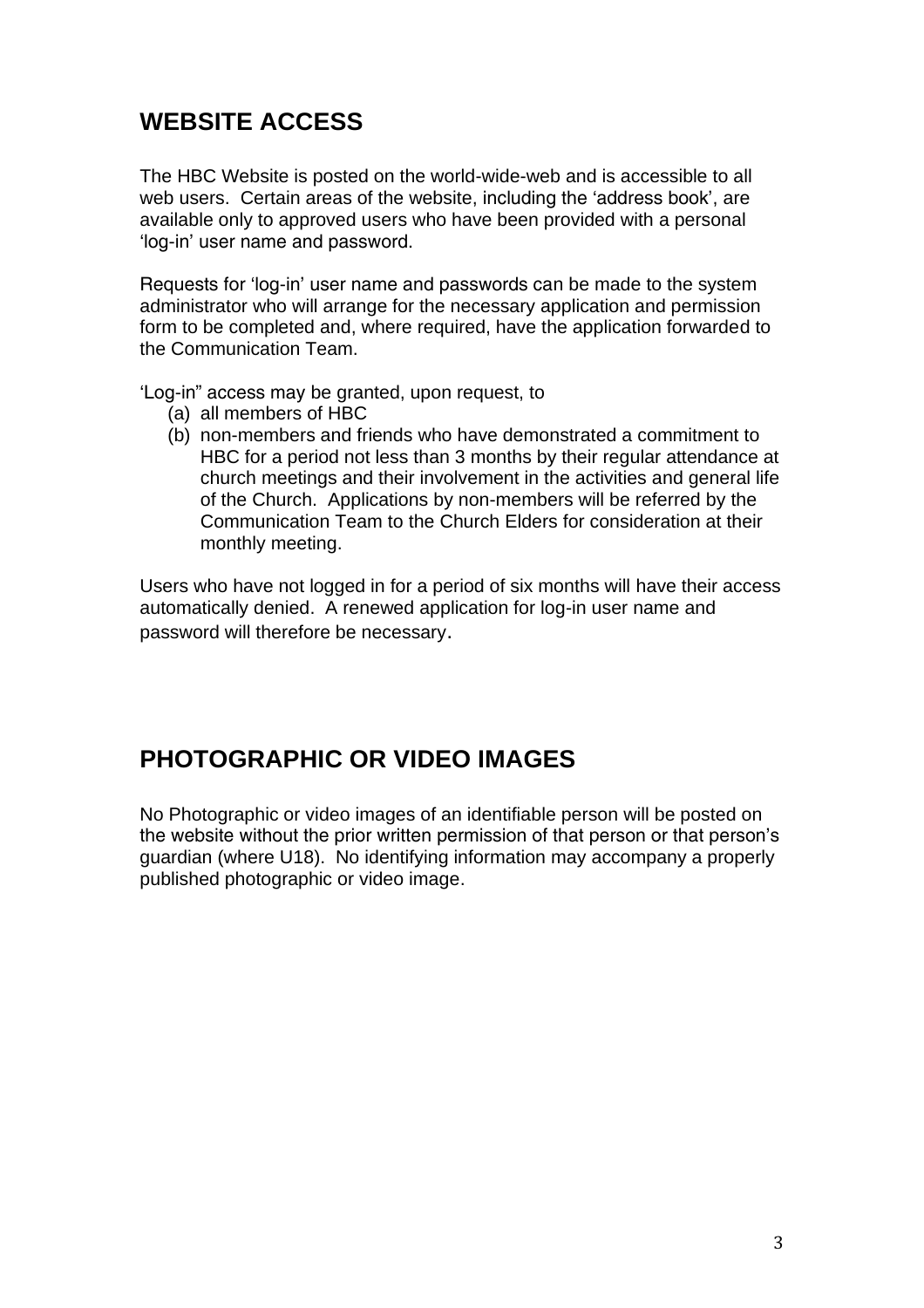## WEBSITE ACCESS

The HBC Website is posted on the world-wide-web and is accessible to all web users. Certain areas of the website, including the 'address book', are available only to approved users who have been provided with a personal 'log-in' user name and password.

Requests for 'log-in' user name and passwords can be made to the system administrator who will arrange for the necessary application and permission form to be completed and, where required, have the application forwarded to the Communication Team.

'Log-in" access may be granted, upon request, to

(a) all members of HBC
(b) non-members and friends who have demonstrated a commitment to HBC for a period not less than 3 months by their regular attendance at church meetings and their involvement in the activities and general life of the Church. Applications by non-members will be referred by the Communication Team to the Church Elders for consideration at their monthly meeting.

Users who have not logged in for a period of six months will have their access automatically denied. A renewed application for log-in user name and password will therefore be necessary.

## PHOTOGRAPHIC OR VIDEO IMAGES

No Photographic or video images of an identifiable person will be posted on the website without the prior written permission of that person or that person's guardian (where U18). No identifying information may accompany a properly published photographic or video image.